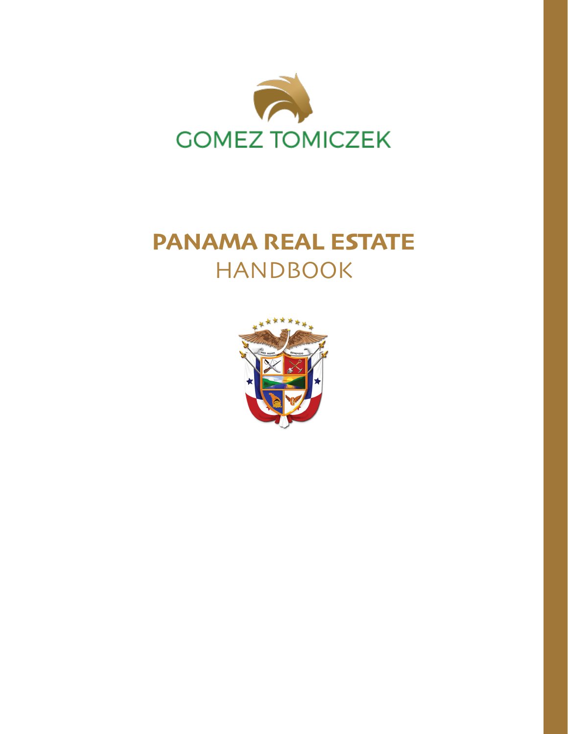GOMEZ TOMICZEK

# PANAMA REAL ESTATE
## HANDBOOK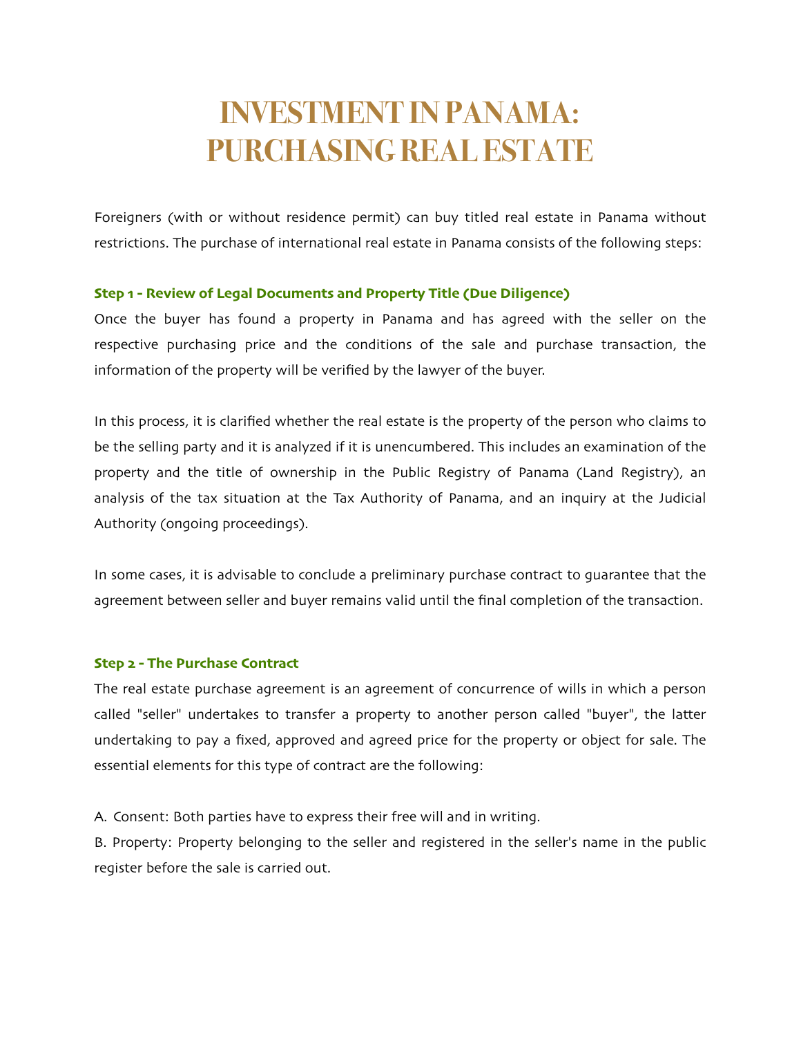# INVESTMENT IN PANAMA: PURCHASING REAL ESTATE

Foreigners (with or without residence permit) can buy titled real estate in Panama without restrictions. The purchase of international real estate in Panama consists of the following steps:

### Step 1 - Review of Legal Documents and Property Title (Due Diligence)

Once the buyer has found a property in Panama and has agreed with the seller on the respective purchasing price and the conditions of the sale and purchase transaction, the information of the property will be verified by the lawyer of the buyer.

In this process, it is clarified whether the real estate is the property of the person who claims to be the selling party and it is analyzed if it is unencumbered. This includes an examination of the property and the title of ownership in the Public Registry of Panama (Land Registry), an analysis of the tax situation at the Tax Authority of Panama, and an inquiry at the Judicial Authority (ongoing proceedings).

In some cases, it is advisable to conclude a preliminary purchase contract to guarantee that the agreement between seller and buyer remains valid until the final completion of the transaction.

### Step 2 - The Purchase Contract

The real estate purchase agreement is an agreement of concurrence of wills in which a person called "seller" undertakes to transfer a property to another person called "buyer", the latter undertaking to pay a fixed, approved and agreed price for the property or object for sale. The essential elements for this type of contract are the following:

A. Consent: Both parties have to express their free will and in writing.

B. Property: Property belonging to the seller and registered in the seller's name in the public register before the sale is carried out.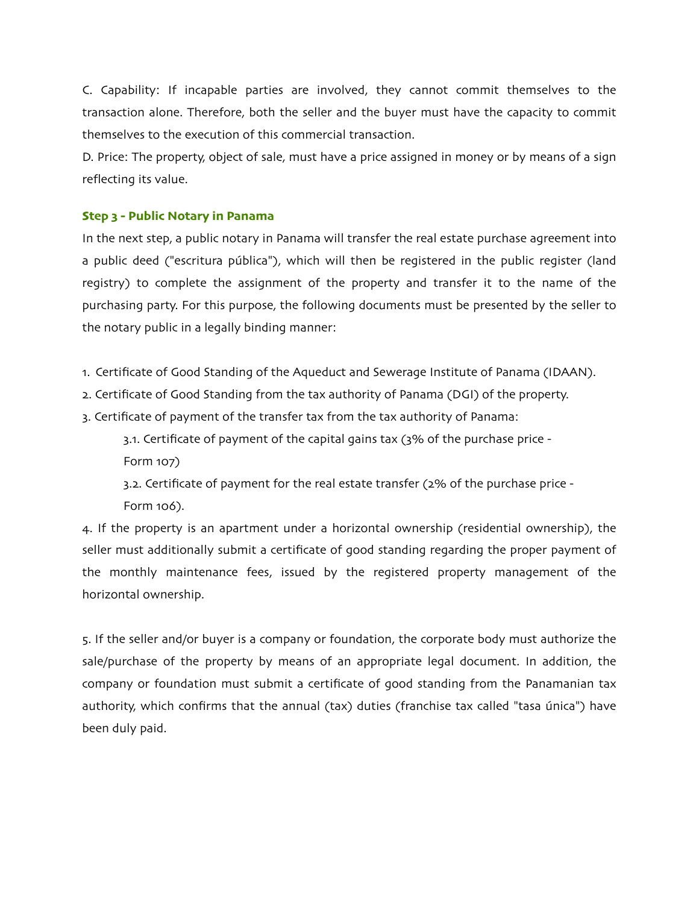C. Capability: If incapable parties are involved, they cannot commit themselves to the transaction alone. Therefore, both the seller and the buyer must have the capacity to commit themselves to the execution of this commercial transaction.

D. Price: The property, object of sale, must have a price assigned in money or by means of a sign reflecting its value.

### Step 3 - Public Notary in Panama

In the next step, a public notary in Panama will transfer the real estate purchase agreement into a public deed ("escritura pública"), which will then be registered in the public register (land registry) to complete the assignment of the property and transfer it to the name of the purchasing party. For this purpose, the following documents must be presented by the seller to the notary public in a legally binding manner:

1. Certificate of Good Standing of the Aqueduct and Sewerage Institute of Panama (IDAAN).
2. Certificate of Good Standing from the tax authority of Panama (DGI) of the property.
3. Certificate of payment of the transfer tax from the tax authority of Panama:
   3.1. Certificate of payment of the capital gains tax (3% of the purchase price - Form 107)
   3.2. Certificate of payment for the real estate transfer (2% of the purchase price - Form 106).
4. If the property is an apartment under a horizontal ownership (residential ownership), the seller must additionally submit a certificate of good standing regarding the proper payment of the monthly maintenance fees, issued by the registered property management of the horizontal ownership.

5. If the seller and/or buyer is a company or foundation, the corporate body must authorize the sale/purchase of the property by means of an appropriate legal document. In addition, the company or foundation must submit a certificate of good standing from the Panamanian tax authority, which confirms that the annual (tax) duties (franchise tax called "tasa única") have been duly paid.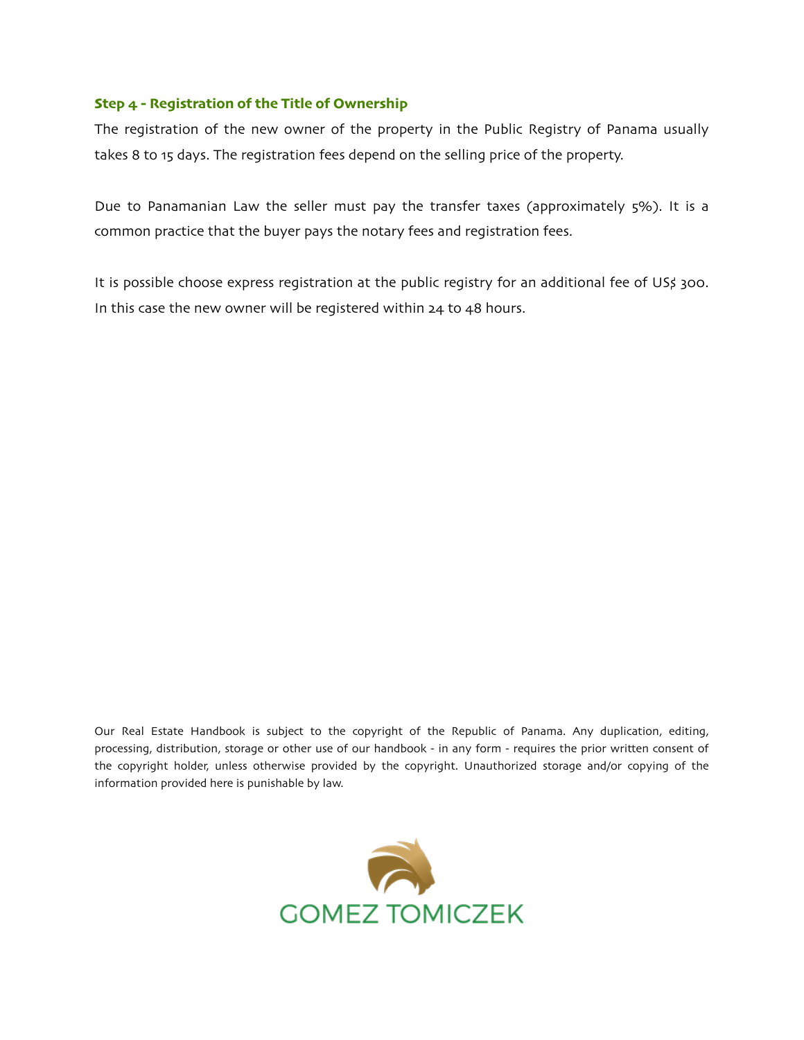### Step 4 - Registration of the Title of Ownership

The registration of the new owner of the property in the Public Registry of Panama usually takes 8 to 15 days. The registration fees depend on the selling price of the property.

Due to Panamanian Law the seller must pay the transfer taxes (approximately 5%). It is a common practice that the buyer pays the notary fees and registration fees.

It is possible choose express registration at the public registry for an additional fee of US$ 300. In this case the new owner will be registered within 24 to 48 hours.

Our Real Estate Handbook is subject to the copyright of the Republic of Panama. Any duplication, editing, processing, distribution, storage or other use of our handbook - in any form - requires the prior written consent of the copyright holder, unless otherwise provided by the copyright. Unauthorized storage and/or copying of the information provided here is punishable by law.

GOMEZ TOMICZEK